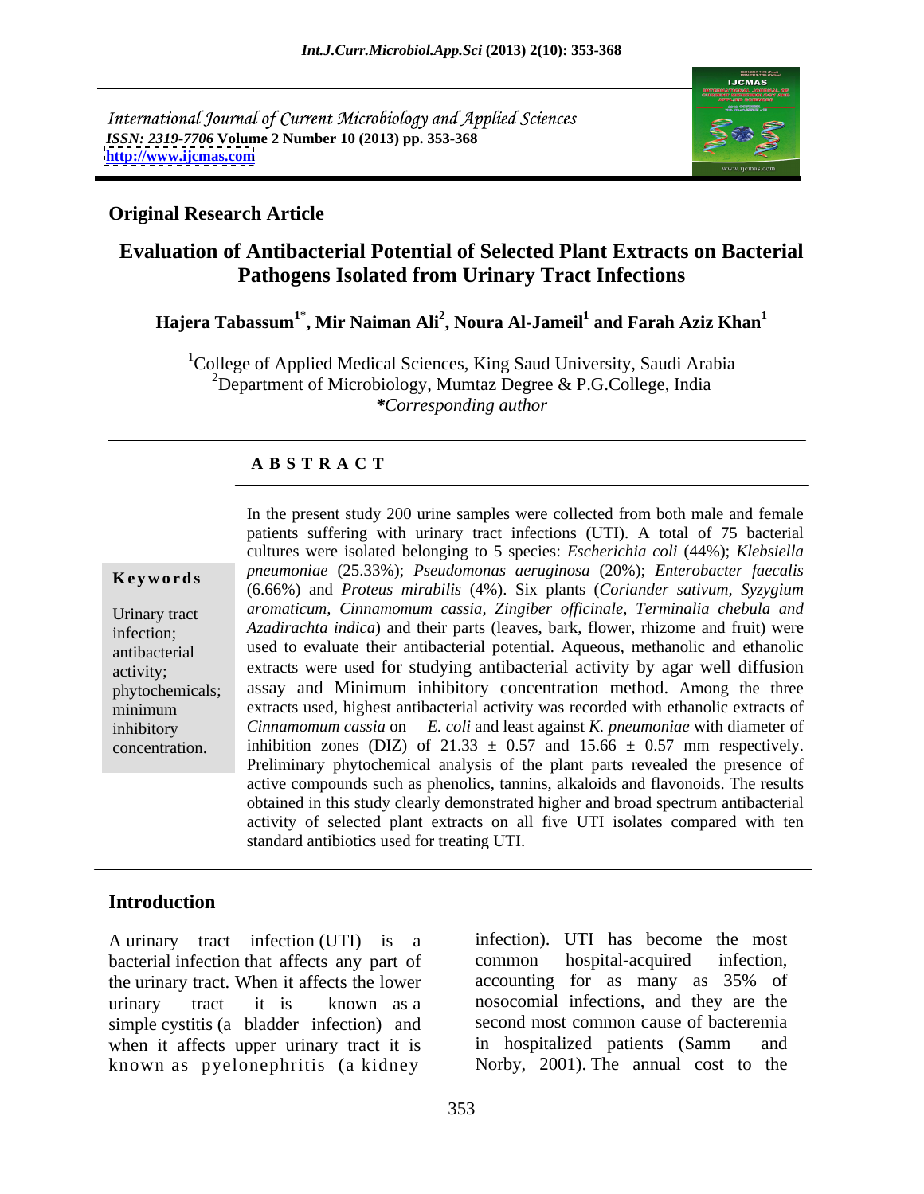International Journal of Current Microbiology and Applied Sciences
*ISSN: 2319-7706* **Volume 2 Number 10 (2013) pp. 353-368**
**http://www.ijcmas.com**

**Original Research Article**

# Evaluation of Antibacterial Potential of Selected Plant Extracts on Bacterial Pathogens Isolated from Urinary Tract Infections

**Hajera Tabassum[1*], Mir Naiman Ali[2], Noura Al-Jameil[1] and Farah Aziz Khan[1]**

[1]College of Applied Medical Sciences, King Saud University, Saudi Arabia
[2]Department of Microbiology, Mumtaz Degree & P.G.College, India
*\*Corresponding author*

## A B S T R A C T

**Keywords**

Urinary tract infection; antibacterial activity; phytochemicals; minimum inhibitory concentration.

In the present study 200 urine samples were collected from both male and female patients suffering with urinary tract infections (UTI). A total of 75 bacterial cultures were isolated belonging to 5 species: *Escherichia coli* (44%); *Klebsiella pneumoniae* (25.33%); *Pseudomonas aeruginosa* (20%); *Enterobacter faecalis* (6.66%) and *Proteus mirabilis* (4%). Six plants (*Coriander sativum, Syzygium aromaticum, Cinnamomum cassia, Zingiber officinale, Terminalia chebula and Azadirachta indica*) and their parts (leaves, bark, flower, rhizome and fruit) were used to evaluate their antibacterial potential. Aqueous, methanolic and ethanolic extracts were used for studying antibacterial activity by agar well diffusion assay and Minimum inhibitory concentration method. Among the three extracts used, highest antibacterial activity was recorded with ethanolic extracts of *Cinnamomum cassia* on *E. coli* and least against *K. pneumoniae* with diameter of inhibition zones (DIZ) of 21.33 ± 0.57 and 15.66 ± 0.57 mm respectively. Preliminary phytochemical analysis of the plant parts revealed the presence of active compounds such as phenolics, tannins, alkaloids and flavonoids. The results obtained in this study clearly demonstrated higher and broad spectrum antibacterial activity of selected plant extracts on all five UTI isolates compared with ten standard antibiotics used for treating UTI.

## Introduction

A urinary tract infection (UTI) is a bacterial infection that affects any part of the urinary tract. When it affects the lower urinary tract it is known as a simple cystitis (a bladder infection) and when it affects upper urinary tract it is known as pyelonephritis (a kidney infection). UTI has become the most common hospital-acquired infection, accounting for as many as 35% of nosocomial infections, and they are the second most common cause of bacteremia in hospitalized patients (Samm and Norby, 2001). The annual cost to the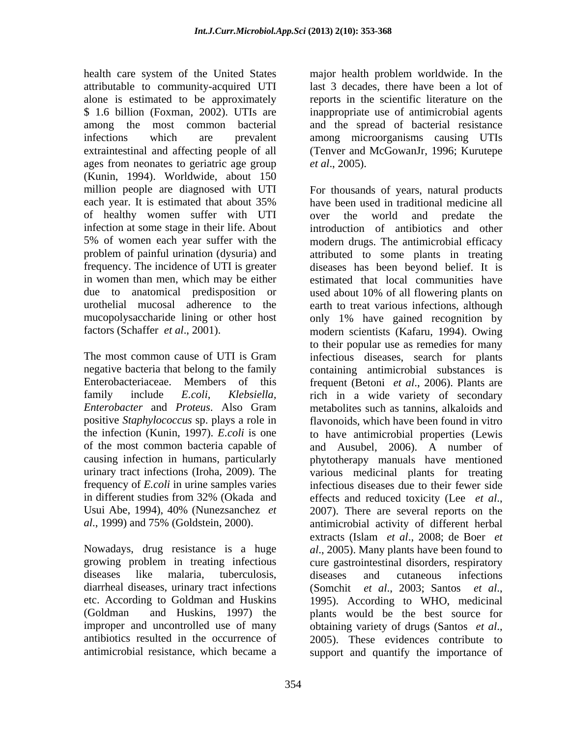health care system of the United States attributable to community-acquired UTI alone is estimated to be approximately $ 1.6 billion (Foxman, 2002). UTIs are among the most common bacterial infections which are prevalent extraintestinal and affecting people of all ages from neonates to geriatric age group (Kunin, 1994). Worldwide, about 150 million people are diagnosed with UTI each year. It is estimated that about 35% of healthy women suffer with UTI infection at some stage in their life. About 5% of women each year suffer with the problem of painful urination (dysuria) and frequency. The incidence of UTI is greater in women than men, which may be either due to anatomical predisposition or urothelial mucosal adherence to the mucopolysaccharide lining or other host factors (Schaffer *et al*., 2001).

The most common cause of UTI is Gram negative bacteria that belong to the family Enterobacteriaceae. Members of this family include *E.coli*, *Klebsiella*, *Enterobacter* and *Proteus*. Also Gram positive *Staphylococcus* sp. plays a role in the infection (Kunin, 1997). *E.coli* is one of the most common bacteria capable of causing infection in humans, particularly urinary tract infections (Iroha, 2009). The frequency of *E.coli* in urine samples varies in different studies from 32% (Okada and Usui Abe, 1994), 40% (Nunezsanchez *et al*., 1999) and 75% (Goldstein, 2000).

Nowadays, drug resistance is a huge growing problem in treating infectious diseases like malaria, tuberculosis, diarrheal diseases, urinary tract infections etc. According to Goldman and Huskins (Goldman and Huskins, 1997) the improper and uncontrolled use of many antibiotics resulted in the occurrence of antimicrobial resistance, which became a major health problem worldwide. In the last 3 decades, there have been a lot of reports in the scientific literature on the inappropriate use of antimicrobial agents and the spread of bacterial resistance among microorganisms causing UTIs (Tenver and McGowanJr, 1996; Kurutepe *et al*., 2005).

For thousands of years, natural products have been used in traditional medicine all over the world and predate the introduction of antibiotics and other modern drugs. The antimicrobial efficacy attributed to some plants in treating diseases has been beyond belief. It is estimated that local communities have used about 10% of all flowering plants on earth to treat various infections, although only 1% have gained recognition by modern scientists (Kafaru, 1994). Owing to their popular use as remedies for many infectious diseases, search for plants containing antimicrobial substances is frequent (Betoni *et al*., 2006). Plants are rich in a wide variety of secondary metabolites such as tannins, alkaloids and flavonoids, which have been found in vitro to have antimicrobial properties (Lewis and Ausubel, 2006). A number of phytotherapy manuals have mentioned various medicinal plants for treating infectious diseases due to their fewer side effects and reduced toxicity (Lee *et al*., 2007). There are several reports on the antimicrobial activity of different herbal extracts (Islam *et al*., 2008; de Boer *et al*., 2005). Many plants have been found to cure gastrointestinal disorders, respiratory diseases and cutaneous infections (Somchit *et al*., 2003; Santos *et al*., 1995). According to WHO, medicinal plants would be the best source for obtaining variety of drugs (Santos *et al*., 2005). These evidences contribute to support and quantify the importance of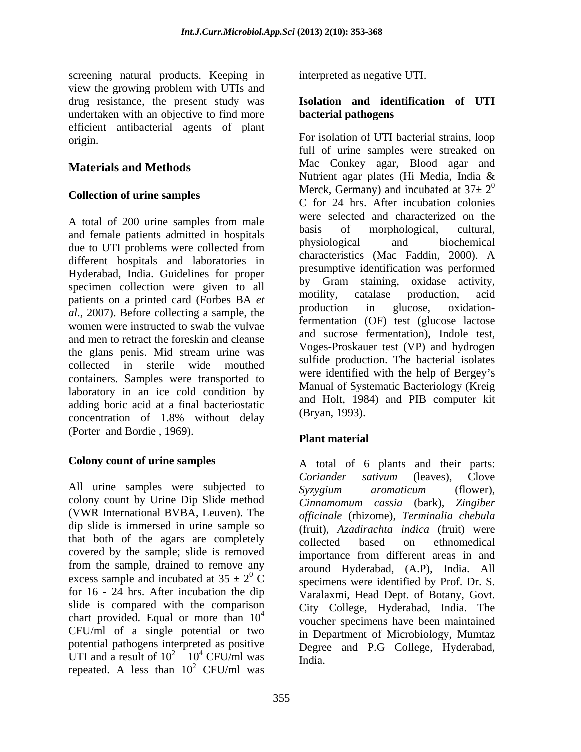screening natural products. Keeping in view the growing problem with UTIs and drug resistance, the present study was undertaken with an objective to find more efficient antibacterial agents of plant origin.

## Materials and Methods

### Collection of urine samples

A total of 200 urine samples from male and female patients admitted in hospitals due to UTI problems were collected from different hospitals and laboratories in Hyderabad, India. Guidelines for proper specimen collection were given to all patients on a printed card (Forbes BA *et al*., 2007). Before collecting a sample, the women were instructed to swab the vulvae and men to retract the foreskin and cleanse the glans penis. Mid stream urine was collected in sterile wide mouthed containers. Samples were transported to laboratory in an ice cold condition by adding boric acid at a final bacteriostatic concentration of 1.8% without delay (Porter and Bordie , 1969).

### Colony count of urine samples

All urine samples were subjected to colony count by Urine Dip Slide method (VWR International BVBA, Leuven). The dip slide is immersed in urine sample so that both of the agars are completely covered by the sample; slide is removed from the sample, drained to remove any excess sample and incubated at $35 \pm 2^0$ C for 16 - 24 hrs. After incubation the dip slide is compared with the comparison chart provided. Equal or more than $10^4$ CFU/ml of a single potential or two potential pathogens interpreted as positive UTI and a result of $10^2 - 10^4$ CFU/ml was repeated. A less than $10^2$ CFU/ml was interpreted as negative UTI.

### Isolation and identification of UTI bacterial pathogens

For isolation of UTI bacterial strains, loop full of urine samples were streaked on Mac Conkey agar, Blood agar and Nutrient agar plates (Hi Media, India & Merck, Germany) and incubated at $37\pm 2^0$ C for 24 hrs. After incubation colonies were selected and characterized on the basis of morphological, cultural, physiological and biochemical characteristics (Mac Faddin, 2000). A presumptive identification was performed by Gram staining, oxidase activity, motility, catalase production, acid production in glucose, oxidation-fermentation (OF) test (glucose lactose and sucrose fermentation), Indole test, Voges-Proskauer test (VP) and hydrogen sulfide production. The bacterial isolates were identified with the help of Bergey's Manual of Systematic Bacteriology (Kreig and Holt, 1984) and PIB computer kit (Bryan, 1993).

### Plant material

A total of 6 plants and their parts: *Coriander sativum* (leaves), Clove *Syzygium aromaticum* (flower), *Cinnamomum cassia* (bark), *Zingiber officinale* (rhizome), *Terminalia chebula* (fruit), *Azadirachta indica* (fruit) were collected based on ethnomedical importance from different areas in and around Hyderabad, (A.P), India. All specimens were identified by Prof. Dr. S. Varalaxmi, Head Dept. of Botany, Govt. City College, Hyderabad, India. The voucher specimens have been maintained in Department of Microbiology, Mumtaz Degree and P.G College, Hyderabad, India.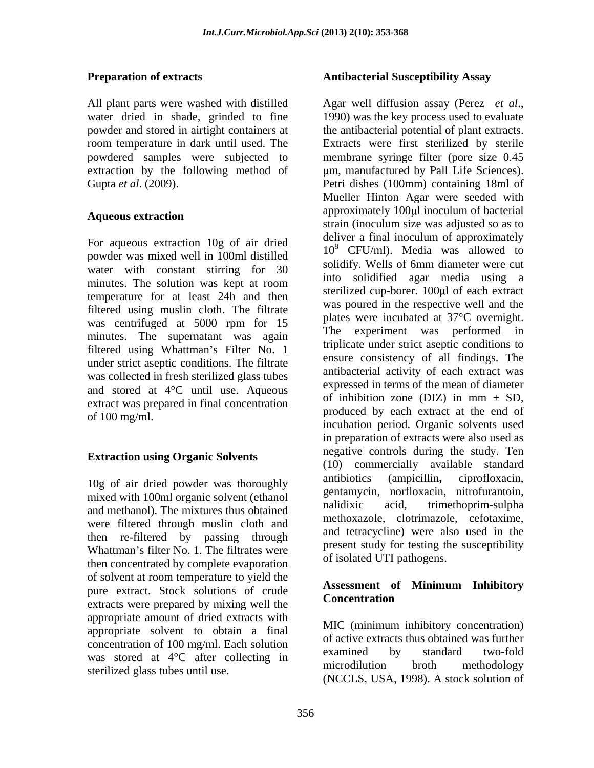## Preparation of extracts

All plant parts were washed with distilled water dried in shade, grinded to fine powder and stored in airtight containers at room temperature in dark until used. The powdered samples were subjected to extraction by the following method of Gupta *et al*. (2009).

### Aqueous extraction

For aqueous extraction 10g of air dried powder was mixed well in 100ml distilled water with constant stirring for 30 minutes. The solution was kept at room temperature for at least 24h and then filtered using muslin cloth. The filtrate was centrifuged at 5000 rpm for 15 minutes. The supernatant was again filtered using Whattman's Filter No. 1 under strict aseptic conditions. The filtrate was collected in fresh sterilized glass tubes and stored at 4°C until use. Aqueous extract was prepared in final concentration of 100 mg/ml.

### Extraction using Organic Solvents

10g of air dried powder was thoroughly mixed with 100ml organic solvent (ethanol and methanol). The mixtures thus obtained were filtered through muslin cloth and then re-filtered by passing through Whattman's filter No. 1. The filtrates were then concentrated by complete evaporation of solvent at room temperature to yield the pure extract. Stock solutions of crude extracts were prepared by mixing well the appropriate amount of dried extracts with appropriate solvent to obtain a final concentration of 100 mg/ml. Each solution was stored at 4°C after collecting in sterilized glass tubes until use.

## Antibacterial Susceptibility Assay

Agar well diffusion assay (Perez *et al*., 1990) was the key process used to evaluate the antibacterial potential of plant extracts. Extracts were first sterilized by sterile membrane syringe filter (pore size 0.45 μm, manufactured by Pall Life Sciences). Petri dishes (100mm) containing 18ml of Mueller Hinton Agar were seeded with approximately 100μl inoculum of bacterial strain (inoculum size was adjusted so as to deliver a final inoculum of approximately $10^8$ CFU/ml). Media was allowed to solidify. Wells of 6mm diameter were cut into solidified agar media using a sterilized cup-borer. 100μl of each extract was poured in the respective well and the plates were incubated at 37°C overnight. The experiment was performed in triplicate under strict aseptic conditions to ensure consistency of all findings. The antibacterial activity of each extract was expressed in terms of the mean of diameter of inhibition zone (DIZ) in mm ± SD, produced by each extract at the end of incubation period. Organic solvents used in preparation of extracts were also used as negative controls during the study. Ten (10) commercially available standard antibiotics (ampicillin**,** ciprofloxacin, gentamycin, norfloxacin, nitrofurantoin, nalidixic acid, trimethoprim-sulpha methoxazole, clotrimazole, cefotaxime, and tetracycline) were also used in the present study for testing the susceptibility of isolated UTI pathogens.

## Assessment of Minimum Inhibitory Concentration

MIC (minimum inhibitory concentration) of active extracts thus obtained was further examined by standard two-fold microdilution broth methodology (NCCLS, USA, 1998). A stock solution of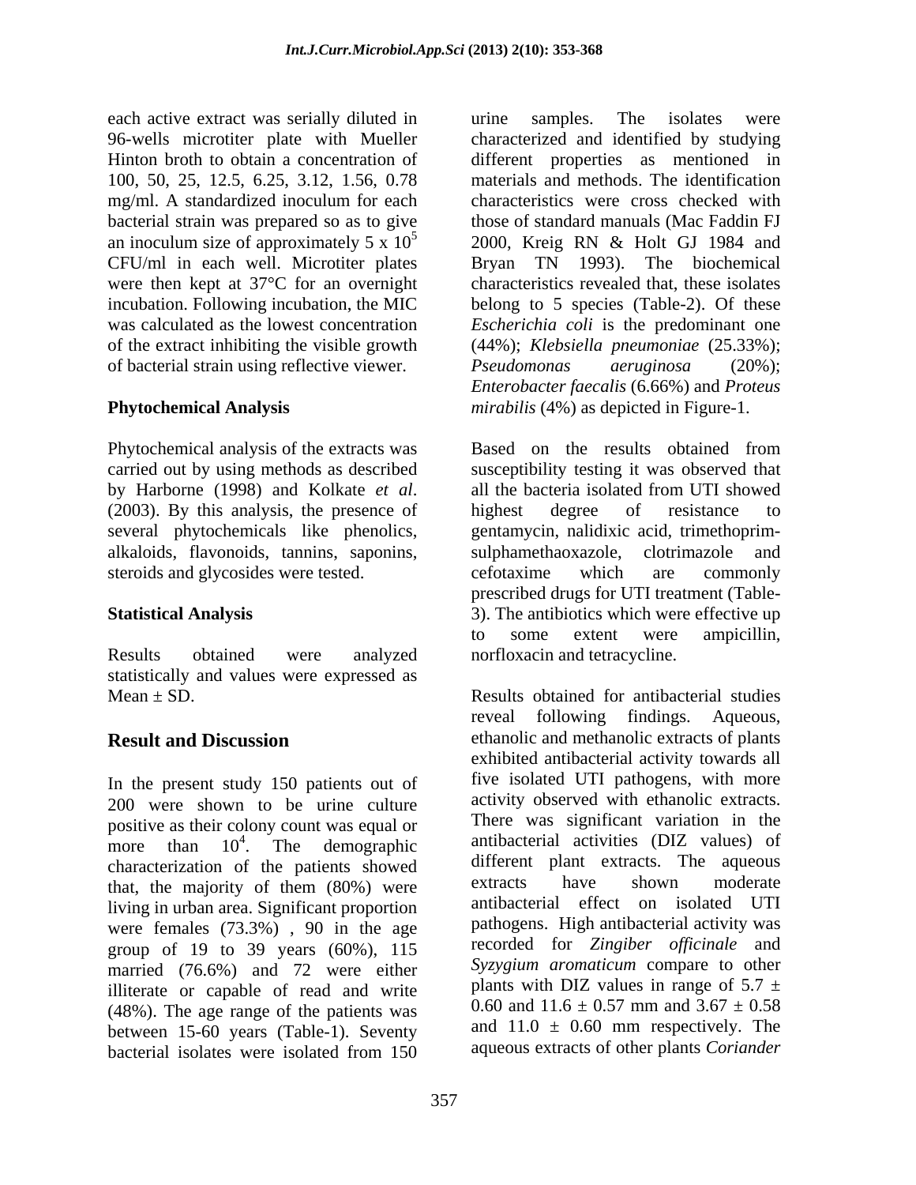each active extract was serially diluted in 96-wells microtiter plate with Mueller Hinton broth to obtain a concentration of 100, 50, 25, 12.5, 6.25, 3.12, 1.56, 0.78 mg/ml. A standardized inoculum for each bacterial strain was prepared so as to give an inoculum size of approximately 5 x $10^5$ CFU/ml in each well. Microtiter plates were then kept at 37°C for an overnight incubation. Following incubation, the MIC was calculated as the lowest concentration of the extract inhibiting the visible growth of bacterial strain using reflective viewer.

## Phytochemical Analysis

Phytochemical analysis of the extracts was carried out by using methods as described by Harborne (1998) and Kolkate *et al*. (2003). By this analysis, the presence of several phytochemicals like phenolics, alkaloids, flavonoids, tannins, saponins, steroids and glycosides were tested.

## Statistical Analysis

Results obtained were analyzed statistically and values were expressed as Mean ± SD.

## Result and Discussion

In the present study 150 patients out of 200 were shown to be urine culture positive as their colony count was equal or more than $10^4$. The demographic characterization of the patients showed that, the majority of them (80%) were living in urban area. Significant proportion were females (73.3%) , 90 in the age group of 19 to 39 years (60%), 115 married (76.6%) and 72 were either illiterate or capable of read and write (48%). The age range of the patients was between 15-60 years (Table-1). Seventy bacterial isolates were isolated from 150 urine samples. The isolates were characterized and identified by studying different properties as mentioned in materials and methods. The identification characteristics were cross checked with those of standard manuals (Mac Faddin FJ 2000, Kreig RN & Holt GJ 1984 and Bryan TN 1993). The biochemical characteristics revealed that, these isolates belong to 5 species (Table-2). Of these *Escherichia coli* is the predominant one (44%); *Klebsiella pneumoniae* (25.33%); *Pseudomonas aeruginosa* (20%); *Enterobacter faecalis* (6.66%) and *Proteus mirabilis* (4%) as depicted in Figure-1.

Based on the results obtained from susceptibility testing it was observed that all the bacteria isolated from UTI showed highest degree of resistance to gentamycin, nalidixic acid, trimethoprim-sulphamethaoxazole, clotrimazole and cefotaxime which are commonly prescribed drugs for UTI treatment (Table-3). The antibiotics which were effective up to some extent were ampicillin, norfloxacin and tetracycline.

Results obtained for antibacterial studies reveal following findings. Aqueous, ethanolic and methanolic extracts of plants exhibited antibacterial activity towards all five isolated UTI pathogens, with more activity observed with ethanolic extracts. There was significant variation in the antibacterial activities (DIZ values) of different plant extracts. The aqueous extracts have shown moderate antibacterial effect on isolated UTI pathogens. High antibacterial activity was recorded for *Zingiber officinale* and *Syzygium aromaticum* compare to other plants with DIZ values in range of 5.7 ± 0.60 and 11.6 ± 0.57 mm and 3.67 ± 0.58 and 11.0 ± 0.60 mm respectively. The aqueous extracts of other plants *Coriander*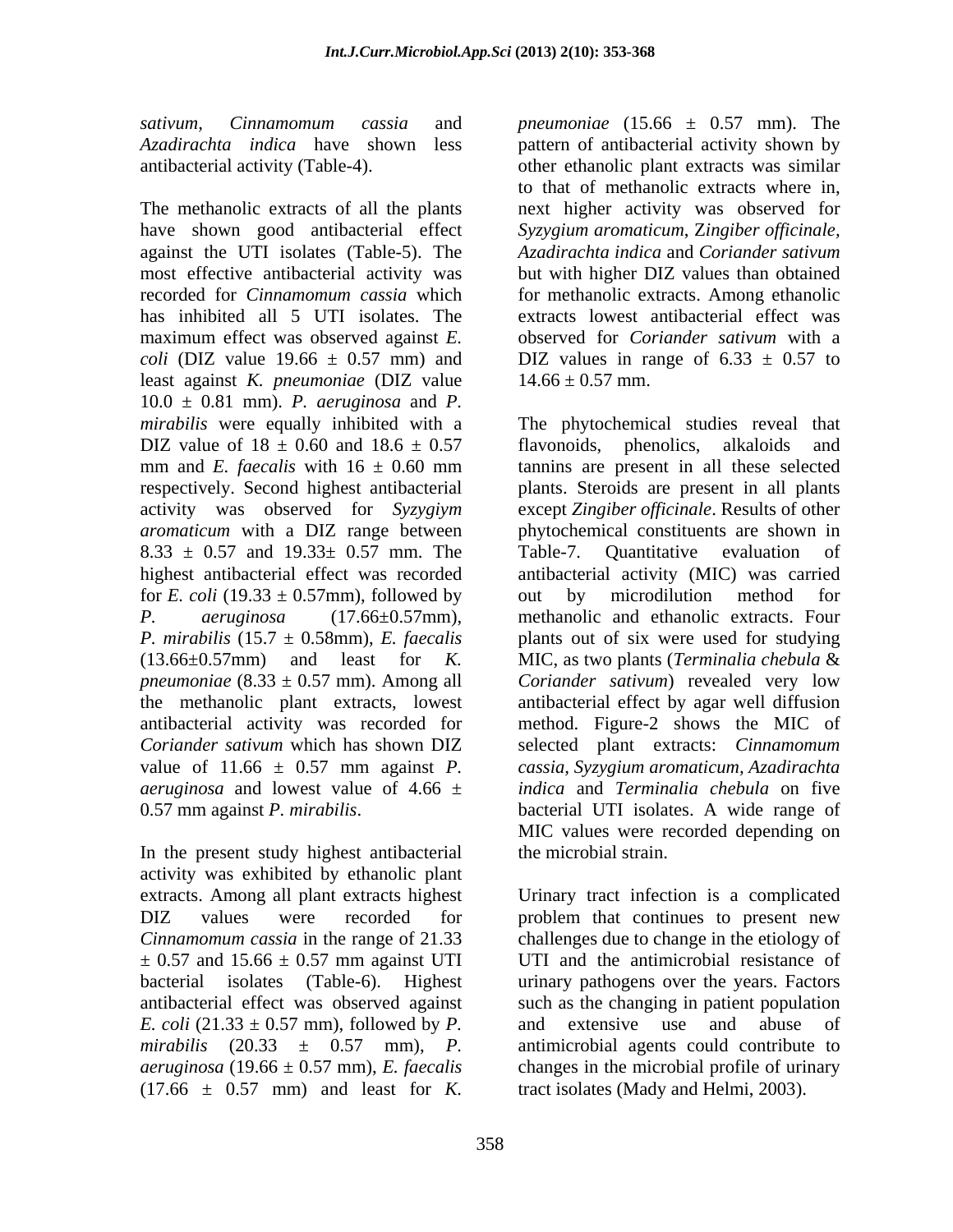*sativum*, *Cinnamomum cassia* and *Azadirachta indica* have shown less antibacterial activity (Table-4).

The methanolic extracts of all the plants have shown good antibacterial effect against the UTI isolates (Table-5). The most effective antibacterial activity was recorded for *Cinnamomum cassia* which has inhibited all 5 UTI isolates. The maximum effect was observed against *E. coli* (DIZ value 19.66 ± 0.57 mm) and least against *K. pneumoniae* (DIZ value 10.0 ± 0.81 mm). *P. aeruginosa* and *P. mirabilis* were equally inhibited with a DIZ value of 18 ± 0.60 and 18.6 ± 0.57 mm and *E. faecalis* with 16 ± 0.60 mm respectively. Second highest antibacterial activity was observed for *Syzygiym aromaticum* with a DIZ range between 8.33 ± 0.57 and 19.33± 0.57 mm. The highest antibacterial effect was recorded for *E. coli* (19.33 ± 0.57mm), followed by *P. aeruginosa* (17.66±0.57mm), *P. mirabilis* (15.7 ± 0.58mm), *E. faecalis* (13.66±0.57mm) and least for *K. pneumoniae* (8.33 ± 0.57 mm). Among all the methanolic plant extracts, lowest antibacterial activity was recorded for *Coriander sativum* which has shown DIZ value of 11.66 ± 0.57 mm against *P. aeruginosa* and lowest value of 4.66 ± 0.57 mm against *P. mirabilis*.

In the present study highest antibacterial activity was exhibited by ethanolic plant extracts. Among all plant extracts highest DIZ values were recorded for *Cinnamomum cassia* in the range of 21.33 ± 0.57 and 15.66 ± 0.57 mm against UTI bacterial isolates (Table-6). Highest antibacterial effect was observed against *E. coli* (21.33 ± 0.57 mm), followed by *P. mirabilis* (20.33 ± 0.57 mm), *P. aeruginosa* (19.66 ± 0.57 mm), *E. faecalis* (17.66 ± 0.57 mm) and least for *K. pneumoniae* (15.66 ± 0.57 mm). The pattern of antibacterial activity shown by other ethanolic plant extracts was similar to that of methanolic extracts where in, next higher activity was observed for *Syzygium aromaticum*, Z*ingiber officinale*, *Azadirachta indica* and *Coriander sativum* but with higher DIZ values than obtained for methanolic extracts. Among ethanolic extracts lowest antibacterial effect was observed for *Coriander sativum* with a DIZ values in range of 6.33 ± 0.57 to 14.66 ± 0.57 mm.

The phytochemical studies reveal that flavonoids, phenolics, alkaloids and tannins are present in all these selected plants. Steroids are present in all plants except *Zingiber officinale*. Results of other phytochemical constituents are shown in Table-7. Quantitative evaluation of antibacterial activity (MIC) was carried out by microdilution method for methanolic and ethanolic extracts. Four plants out of six were used for studying MIC, as two plants (*Terminalia chebula* & *Coriander sativum*) revealed very low antibacterial effect by agar well diffusion method. Figure-2 shows the MIC of selected plant extracts: *Cinnamomum cassia, Syzygium aromaticum, Azadirachta indica* and *Terminalia chebula* on five bacterial UTI isolates. A wide range of MIC values were recorded depending on the microbial strain.

Urinary tract infection is a complicated problem that continues to present new challenges due to change in the etiology of UTI and the antimicrobial resistance of urinary pathogens over the years. Factors such as the changing in patient population and extensive use and abuse of antimicrobial agents could contribute to changes in the microbial profile of urinary tract isolates (Mady and Helmi, 2003).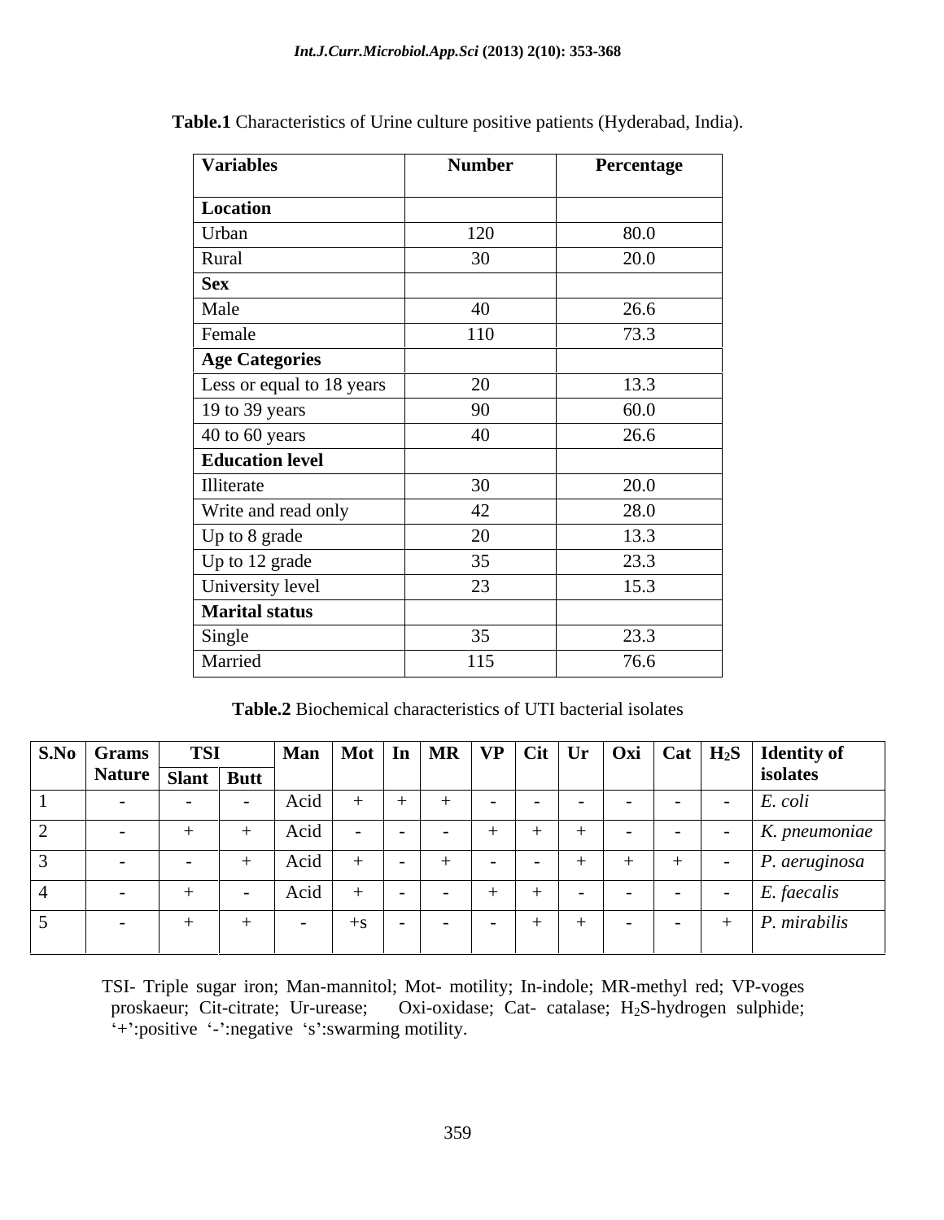**Table.1** Characteristics of Urine culture positive patients (Hyderabad, India).

| Variables | Number | Percentage |
|---|---|---|
| **Location** | | |
| Urban | 120 | 80.0 |
| Rural | 30 | 20.0 |
| **Sex** | | |
| Male | 40 | 26.6 |
| Female | 110 | 73.3 |
| **Age Categories** | | |
| Less or equal to 18 years | 20 | 13.3 |
| 19 to 39 years | 90 | 60.0 |
| 40 to 60 years | 40 | 26.6 |
| **Education level** | | |
| Illiterate | 30 | 20.0 |
| Write and read only | 42 | 28.0 |
| Up to 8 grade | 20 | 13.3 |
| Up to 12 grade | 35 | 23.3 |
| University level | 23 | 15.3 |
| **Marital status** | | |
| Single | 35 | 23.3 |
| Married | 115 | 76.6 |

**Table.2** Biochemical characteristics of UTI bacterial isolates

| S.No | Grams Nature | TSI | | Man | Mot | In | MR | VP | Cit | Ur | Oxi | Cat | $H_2S$ | Identity of isolates |
|---|---|---|---|---|---|---|---|---|---|---|---|---|---|---|
| | | Slant | Butt | | | | | | | | | | | |
| 1 | - | - | - | Acid | + | + | + | - | - | - | - | - | - | *E. coli* |
| 2 | - | + | + | Acid | - | - | - | + | + | + | - | - | - | *K. pneumoniae* |
| 3 | - | - | + | Acid | + | - | + | - | - | + | + | + | - | *P. aeruginosa* |
| 4 | - | + | - | Acid | + | - | - | + | + | - | - | - | - | *E. faecalis* |
| 5 | - | + | + | - | +s | - | - | - | + | + | - | - | + | *P. mirabilis* |

TSI- Triple sugar iron; Man-mannitol; Mot- motility; In-indole; MR-methyl red; VP-voges proskaeur; Cit-citrate; Ur-urease; Oxi-oxidase; Cat- catalase; $H_2S$-hydrogen sulphide; '+':positive '-':negative 's':swarming motility.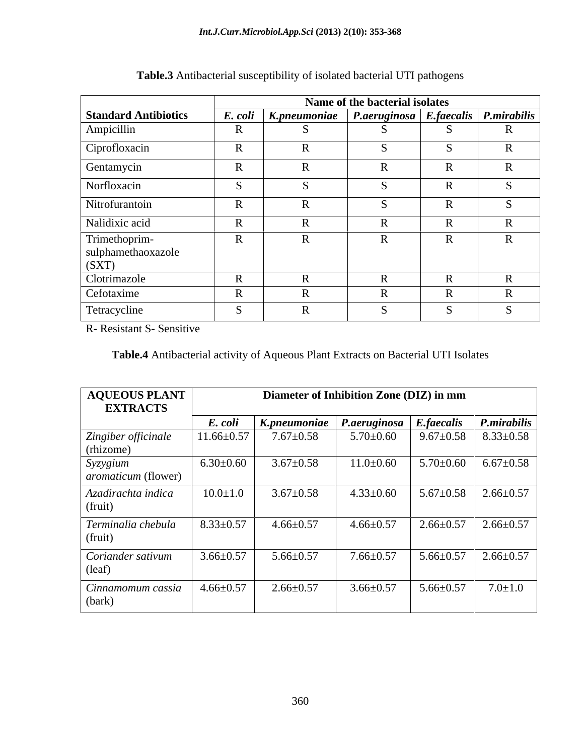**Table.3** Antibacterial susceptibility of isolated bacterial UTI pathogens

| Standard Antibiotics | Name of the bacterial isolates | | | | |
|---|---|---|---|---|---|
| | *E. coli* | *K.pneumoniae* | *P.aeruginosa* | *E.faecalis* | *P.mirabilis* |
| Ampicillin | R | S | S | S | R |
| Ciprofloxacin | R | R | S | S | R |
| Gentamycin | R | R | R | R | R |
| Norfloxacin | S | S | S | R | S |
| Nitrofurantoin | R | R | S | R | S |
| Nalidixic acid | R | R | R | R | R |
| Trimethoprim-sulphamethaoxazole (SXT) | R | R | R | R | R |
| Clotrimazole | R | R | R | R | R |
| Cefotaxime | R | R | R | R | R |
| Tetracycline | S | R | S | S | S |

R- Resistant S- Sensitive

**Table.4** Antibacterial activity of Aqueous Plant Extracts on Bacterial UTI Isolates

| AQUEOUS PLANT EXTRACTS | Diameter of Inhibition Zone (DIZ) in mm | | | | |
|---|---|---|---|---|---|
| | *E. coli* | *K.pneumoniae* | *P.aeruginosa* | *E.faecalis* | *P.mirabilis* |
| *Zingiber officinale* (rhizome) | 11.66±0.57 | 7.67±0.58 | 5.70±0.60 | 9.67±0.58 | 8.33±0.58 |
| *Syzygium aromaticum* (flower) | 6.30±0.60 | 3.67±0.58 | 11.0±0.60 | 5.70±0.60 | 6.67±0.58 |
| *Azadirachta indica* (fruit) | 10.0±1.0 | 3.67±0.58 | 4.33±0.60 | 5.67±0.58 | 2.66±0.57 |
| *Terminalia chebula* (fruit) | 8.33±0.57 | 4.66±0.57 | 4.66±0.57 | 2.66±0.57 | 2.66±0.57 |
| *Coriander sativum* (leaf) | 3.66±0.57 | 5.66±0.57 | 7.66±0.57 | 5.66±0.57 | 2.66±0.57 |
| *Cinnamomum cassia* (bark) | 4.66±0.57 | 2.66±0.57 | 3.66±0.57 | 5.66±0.57 | 7.0±1.0 |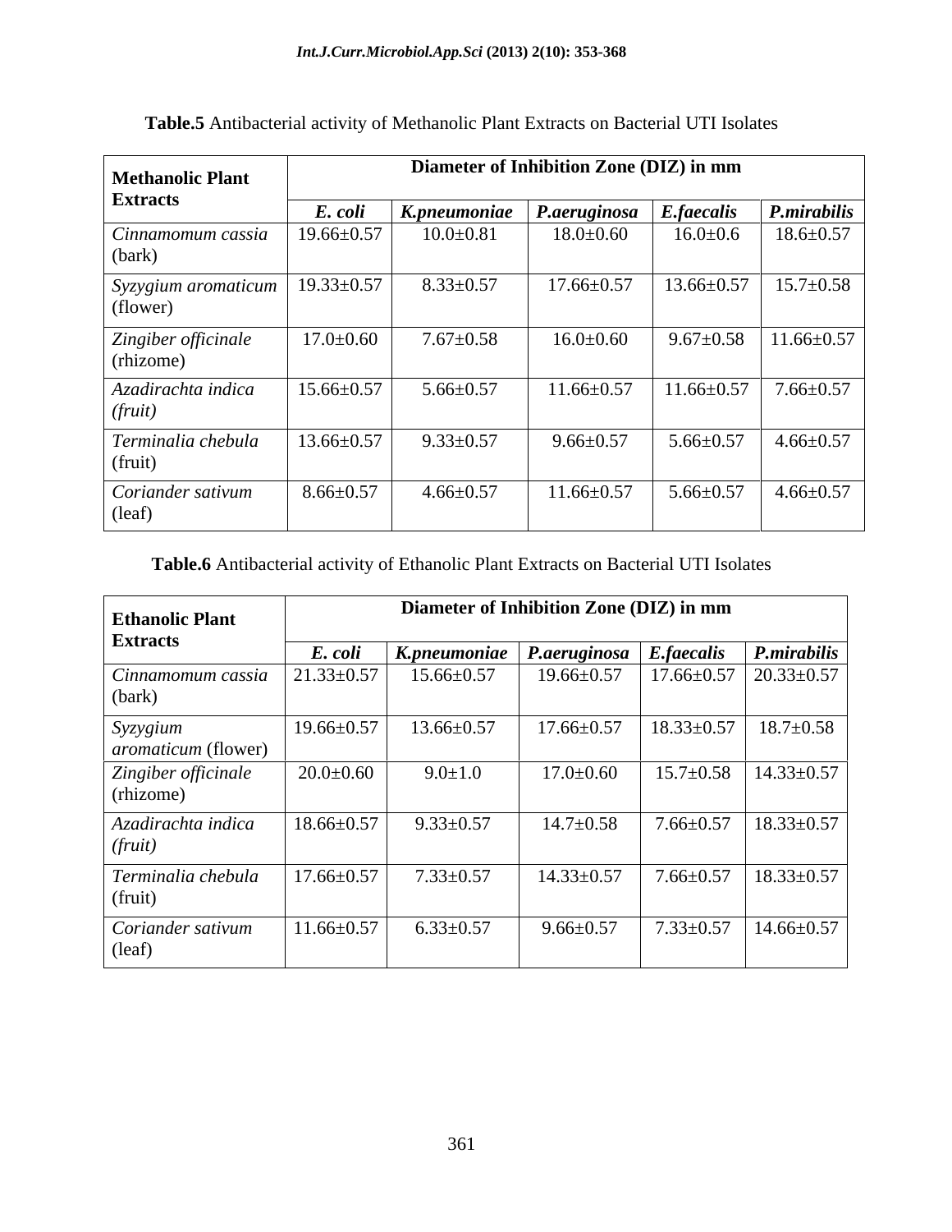**Table.5** Antibacterial activity of Methanolic Plant Extracts on Bacterial UTI Isolates

| Methanolic Plant Extracts | Diameter of Inhibition Zone (DIZ) in mm | | | | |
|---|---|---|---|---|---|
| | ***E. coli*** | ***K.pneumoniae*** | ***P.aeruginosa*** | ***E.faecalis*** | ***P.mirabilis*** |
| *Cinnamomum cassia* (bark) | 19.66±0.57 | 10.0±0.81 | 18.0±0.60 | 16.0±0.6 | 18.6±0.57 |
| *Syzygium aromaticum* (flower) | 19.33±0.57 | 8.33±0.57 | 17.66±0.57 | 13.66±0.57 | 15.7±0.58 |
| *Zingiber officinale* (rhizome) | 17.0±0.60 | 7.67±0.58 | 16.0±0.60 | 9.67±0.58 | 11.66±0.57 |
| *Azadirachta indica (fruit)* | 15.66±0.57 | 5.66±0.57 | 11.66±0.57 | 11.66±0.57 | 7.66±0.57 |
| *Terminalia chebula* (fruit) | 13.66±0.57 | 9.33±0.57 | 9.66±0.57 | 5.66±0.57 | 4.66±0.57 |
| *Coriander sativum* (leaf) | 8.66±0.57 | 4.66±0.57 | 11.66±0.57 | 5.66±0.57 | 4.66±0.57 |

**Table.6** Antibacterial activity of Ethanolic Plant Extracts on Bacterial UTI Isolates

| Ethanolic Plant Extracts | Diameter of Inhibition Zone (DIZ) in mm | | | | |
|---|---|---|---|---|---|
| | ***E. coli*** | ***K.pneumoniae*** | ***P.aeruginosa*** | ***E.faecalis*** | ***P.mirabilis*** |
| *Cinnamomum cassia* (bark) | 21.33±0.57 | 15.66±0.57 | 19.66±0.57 | 17.66±0.57 | 20.33±0.57 |
| *Syzygium aromaticum* (flower) | 19.66±0.57 | 13.66±0.57 | 17.66±0.57 | 18.33±0.57 | 18.7±0.58 |
| *Zingiber officinale* (rhizome) | 20.0±0.60 | 9.0±1.0 | 17.0±0.60 | 15.7±0.58 | 14.33±0.57 |
| *Azadirachta indica (fruit)* | 18.66±0.57 | 9.33±0.57 | 14.7±0.58 | 7.66±0.57 | 18.33±0.57 |
| *Terminalia chebula* (fruit) | 17.66±0.57 | 7.33±0.57 | 14.33±0.57 | 7.66±0.57 | 18.33±0.57 |
| *Coriander sativum* (leaf) | 11.66±0.57 | 6.33±0.57 | 9.66±0.57 | 7.33±0.57 | 14.66±0.57 |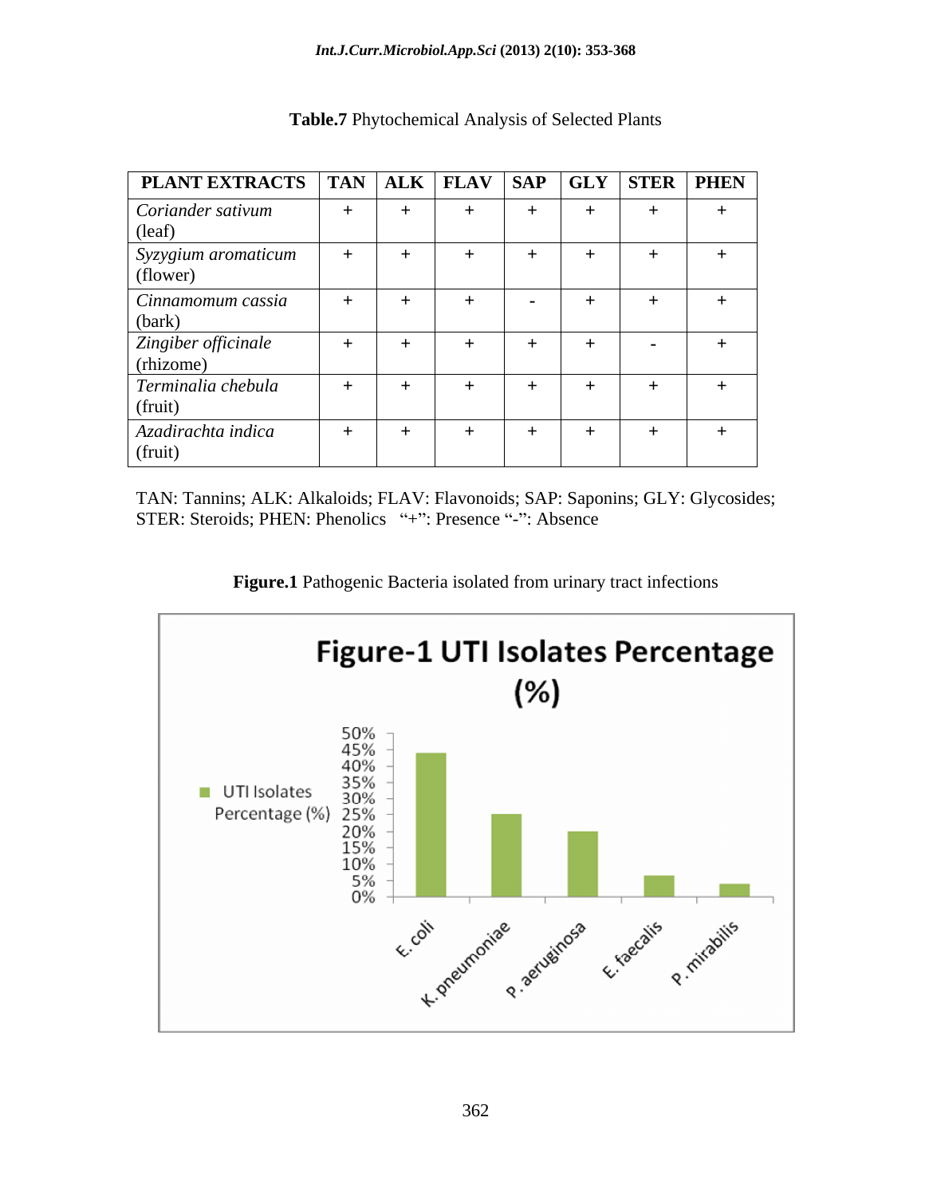**Table.7** Phytochemical Analysis of Selected Plants

| PLANT EXTRACTS | TAN | ALK | FLAV | SAP | GLY | STER | PHEN |
|---|---|---|---|---|---|---|---|
| *Coriander sativum* (leaf) | + | + | + | + | + | + | + |
| *Syzygium aromaticum* (flower) | + | + | + | + | + | + | + |
| *Cinnamomum cassia* (bark) | + | + | + | - | + | + | + |
| *Zingiber officinale* (rhizome) | + | + | + | + | + | - | + |
| *Terminalia chebula* (fruit) | + | + | + | + | + | + | + |
| *Azadirachta indica* (fruit) | + | + | + | + | + | + | + |

TAN: Tannins; ALK: Alkaloids; FLAV: Flavonoids; SAP: Saponins; GLY: Glycosides; STER: Steroids; PHEN: Phenolics "+": Presence "-": Absence

**Figure.1** Pathogenic Bacteria isolated from urinary tract infections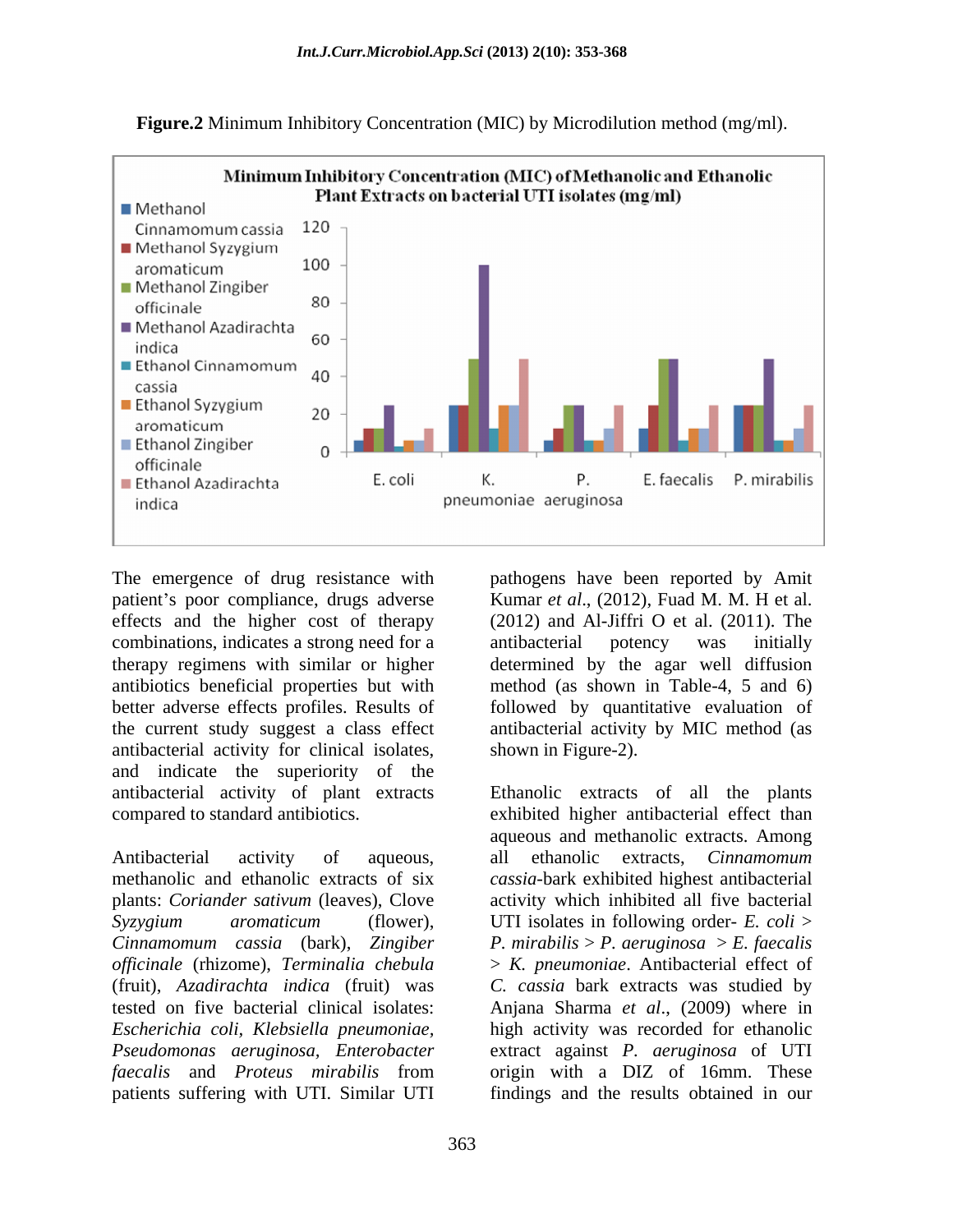**Figure.2** Minimum Inhibitory Concentration (MIC) by Microdilution method (mg/ml).

The emergence of drug resistance with patient's poor compliance, drugs adverse effects and the higher cost of therapy combinations, indicates a strong need for a therapy regimens with similar or higher antibiotics beneficial properties but with better adverse effects profiles. Results of the current study suggest a class effect antibacterial activity for clinical isolates, and indicate the superiority of the antibacterial activity of plant extracts compared to standard antibiotics.

Antibacterial activity of aqueous, methanolic and ethanolic extracts of six plants: *Coriander sativum* (leaves), Clove *Syzygium aromaticum* (flower), *Cinnamomum cassia* (bark), *Zingiber officinale* (rhizome), *Terminalia chebula* (fruit), *Azadirachta indica* (fruit) was tested on five bacterial clinical isolates: *Escherichia coli, Klebsiella pneumoniae, Pseudomonas aeruginosa, Enterobacter faecalis* and *Proteus mirabilis* from patients suffering with UTI. Similar UTI pathogens have been reported by Amit Kumar *et al*., (2012), Fuad M. M. H et al. (2012) and Al-Jiffri O et al. (2011). The antibacterial potency was initially determined by the agar well diffusion method (as shown in Table-4, 5 and 6) followed by quantitative evaluation of antibacterial activity by MIC method (as shown in Figure-2).

Ethanolic extracts of all the plants exhibited higher antibacterial effect than aqueous and methanolic extracts. Among all ethanolic extracts, *Cinnamomum cassia*-bark exhibited highest antibacterial activity which inhibited all five bacterial UTI isolates in following order- *E. coli* > *P. mirabilis* > *P. aeruginosa* > *E. faecalis* > *K. pneumoniae*. Antibacterial effect of *C. cassia* bark extracts was studied by Anjana Sharma *et al*., (2009) where in high activity was recorded for ethanolic extract against *P. aeruginosa* of UTI origin with a DIZ of 16mm. These findings and the results obtained in our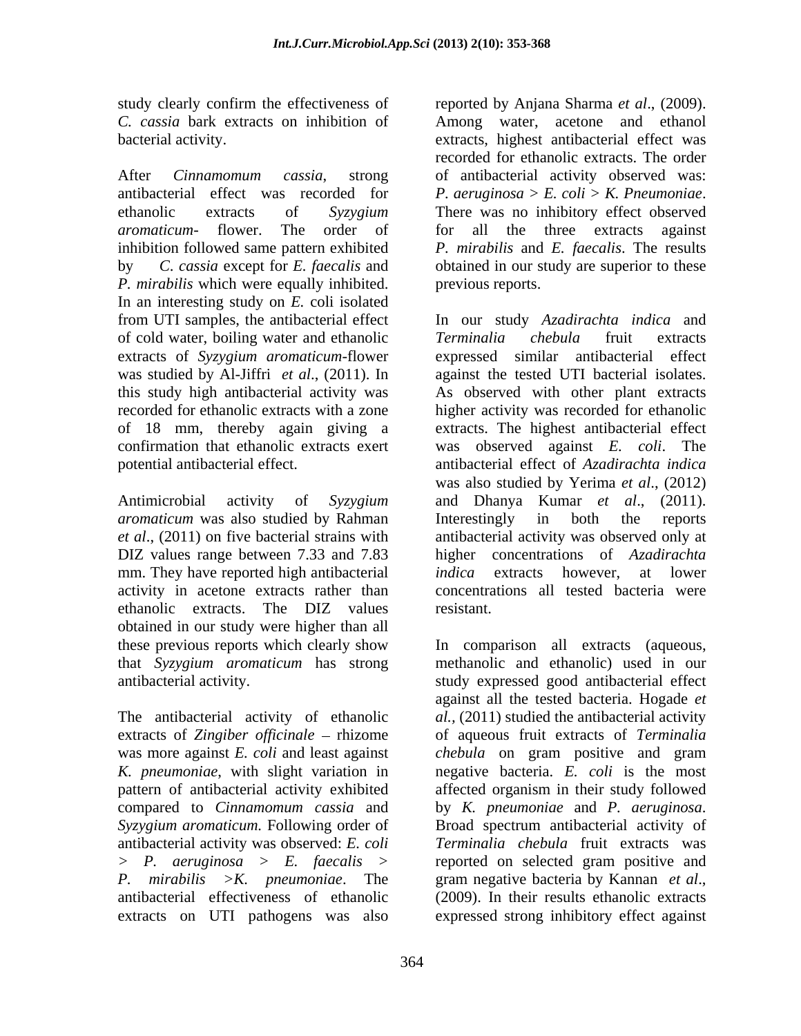study clearly confirm the effectiveness of *C. cassia* bark extracts on inhibition of bacterial activity.

After *Cinnamomum cassia*, strong antibacterial effect was recorded for ethanolic extracts of *Syzygium aromaticum*- flower. The order of inhibition followed same pattern exhibited by *C. cassia* except for *E. faecalis* and *P. mirabilis* which were equally inhibited. In an interesting study on *E.* coli isolated from UTI samples, the antibacterial effect of cold water, boiling water and ethanolic extracts of *Syzygium aromaticum*-flower was studied by Al-Jiffri *et al*., (2011). In this study high antibacterial activity was recorded for ethanolic extracts with a zone of 18 mm, thereby again giving a confirmation that ethanolic extracts exert potential antibacterial effect.

Antimicrobial activity of *Syzygium aromaticum* was also studied by Rahman *et al*., (2011) on five bacterial strains with DIZ values range between 7.33 and 7.83 mm. They have reported high antibacterial activity in acetone extracts rather than ethanolic extracts. The DIZ values obtained in our study were higher than all these previous reports which clearly show that *Syzygium aromaticum* has strong antibacterial activity.

The antibacterial activity of ethanolic extracts of *Zingiber officinale* – rhizome was more against *E. coli* and least against *K. pneumoniae*, with slight variation in pattern of antibacterial activity exhibited compared to *Cinnamomum cassia* and *Syzygium aromaticum*. Following order of antibacterial activity was observed: *E. coli* > *P. aeruginosa* > *E. faecalis* > *P. mirabilis* >*K. pneumoniae*. The antibacterial effectiveness of ethanolic extracts on UTI pathogens was also reported by Anjana Sharma *et al*., (2009). Among water, acetone and ethanol extracts, highest antibacterial effect was recorded for ethanolic extracts. The order of antibacterial activity observed was: *P. aeruginosa* > *E. coli* > *K. Pneumoniae*. There was no inhibitory effect observed for all the three extracts against *P. mirabilis* and *E. faecalis*. The results obtained in our study are superior to these previous reports.

In our study *Azadirachta indica* and *Terminalia chebula* fruit extracts expressed similar antibacterial effect against the tested UTI bacterial isolates. As observed with other plant extracts higher activity was recorded for ethanolic extracts. The highest antibacterial effect was observed against *E. coli*. The antibacterial effect of *Azadirachta indica* was also studied by Yerima *et al*., (2012) and Dhanya Kumar *et al*., (2011). Interestingly in both the reports antibacterial activity was observed only at higher concentrations of *Azadirachta indica* extracts however, at lower concentrations all tested bacteria were resistant.

In comparison all extracts (aqueous, methanolic and ethanolic) used in our study expressed good antibacterial effect against all the tested bacteria. Hogade *et al.*, (2011) studied the antibacterial activity of aqueous fruit extracts of *Terminalia chebula* on gram positive and gram negative bacteria. *E. coli* is the most affected organism in their study followed by *K. pneumoniae* and *P. aeruginosa*. Broad spectrum antibacterial activity of *Terminalia chebula* fruit extracts was reported on selected gram positive and gram negative bacteria by Kannan *et al*., (2009). In their results ethanolic extracts expressed strong inhibitory effect against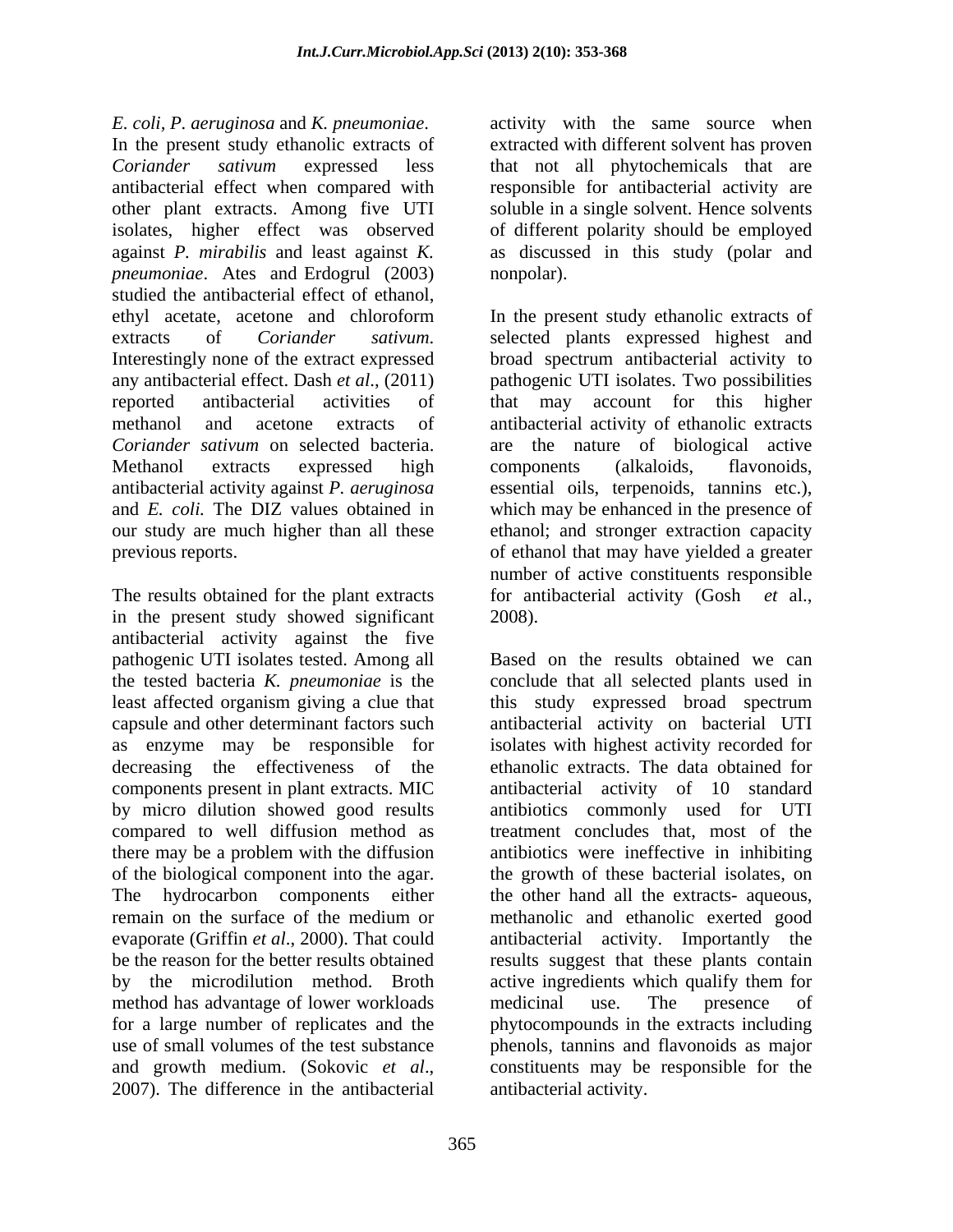*E. coli, P. aeruginosa* and *K. pneumoniae*. In the present study ethanolic extracts of *Coriander sativum* expressed less antibacterial effect when compared with other plant extracts. Among five UTI isolates, higher effect was observed against *P. mirabilis* and least against *K. pneumoniae*. Ates and Erdogrul (2003) studied the antibacterial effect of ethanol, ethyl acetate, acetone and chloroform extracts of *Coriander sativum*. Interestingly none of the extract expressed any antibacterial effect. Dash *et al*., (2011) reported antibacterial activities of methanol and acetone extracts of *Coriander sativum* on selected bacteria. Methanol extracts expressed high antibacterial activity against *P. aeruginosa* and *E. coli.* The DIZ values obtained in our study are much higher than all these previous reports.

The results obtained for the plant extracts in the present study showed significant antibacterial activity against the five pathogenic UTI isolates tested. Among all the tested bacteria *K. pneumoniae* is the least affected organism giving a clue that capsule and other determinant factors such as enzyme may be responsible for decreasing the effectiveness of the components present in plant extracts. MIC by micro dilution showed good results compared to well diffusion method as there may be a problem with the diffusion of the biological component into the agar. The hydrocarbon components either remain on the surface of the medium or evaporate (Griffin *et al*., 2000). That could be the reason for the better results obtained by the microdilution method. Broth method has advantage of lower workloads for a large number of replicates and the use of small volumes of the test substance and growth medium. (Sokovic *et al*., 2007). The difference in the antibacterial activity with the same source when extracted with different solvent has proven that not all phytochemicals that are responsible for antibacterial activity are soluble in a single solvent. Hence solvents of different polarity should be employed as discussed in this study (polar and nonpolar).

In the present study ethanolic extracts of selected plants expressed highest and broad spectrum antibacterial activity to pathogenic UTI isolates. Two possibilities that may account for this higher antibacterial activity of ethanolic extracts are the nature of biological active components (alkaloids, flavonoids, essential oils, terpenoids, tannins etc.), which may be enhanced in the presence of ethanol; and stronger extraction capacity of ethanol that may have yielded a greater number of active constituents responsible for antibacterial activity (Gosh *et* al., 2008).

Based on the results obtained we can conclude that all selected plants used in this study expressed broad spectrum antibacterial activity on bacterial UTI isolates with highest activity recorded for ethanolic extracts. The data obtained for antibacterial activity of 10 standard antibiotics commonly used for UTI treatment concludes that, most of the antibiotics were ineffective in inhibiting the growth of these bacterial isolates, on the other hand all the extracts- aqueous, methanolic and ethanolic exerted good antibacterial activity. Importantly the results suggest that these plants contain active ingredients which qualify them for medicinal use. The presence of phytocompounds in the extracts including phenols, tannins and flavonoids as major constituents may be responsible for the antibacterial activity.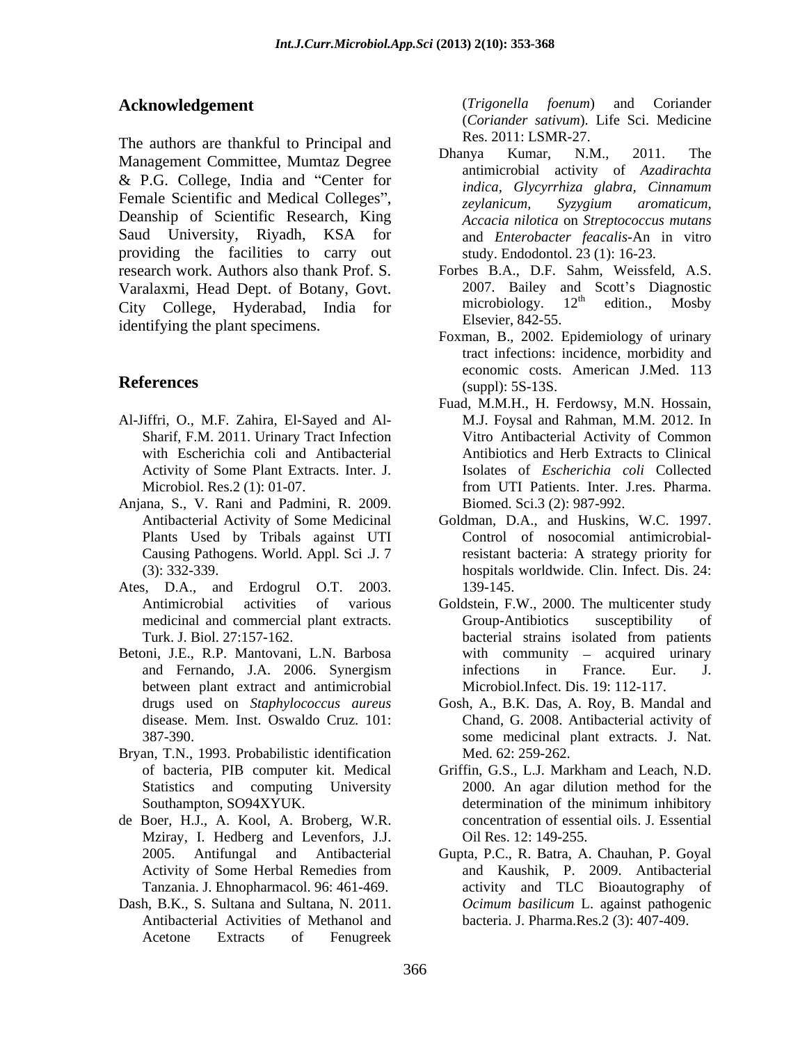## Acknowledgement

The authors are thankful to Principal and Management Committee, Mumtaz Degree & P.G. College, India and "Center for Female Scientific and Medical Colleges", Deanship of Scientific Research, King Saud University, Riyadh, KSA for providing the facilities to carry out research work. Authors also thank Prof. S. Varalaxmi, Head Dept. of Botany, Govt. City College, Hyderabad, India for identifying the plant specimens.

## References

Al-Jiffri, O., M.F. Zahira, El-Sayed and Al-Sharif, F.M. 2011. Urinary Tract Infection with Escherichia coli and Antibacterial Activity of Some Plant Extracts. Inter. J. Microbiol. Res.2 (1): 01-07.

Anjana, S., V. Rani and Padmini, R. 2009. Antibacterial Activity of Some Medicinal Plants Used by Tribals against UTI Causing Pathogens. World. Appl. Sci .J. 7 (3): 332-339.

Ates, D.A., and Erdogrul O.T. 2003. Antimicrobial activities of various medicinal and commercial plant extracts. Turk. J. Biol. 27:157-162.

Betoni, J.E., R.P. Mantovani, L.N. Barbosa and Fernando, J.A. 2006. Synergism between plant extract and antimicrobial drugs used on *Staphylococcus aureus* disease. Mem. Inst. Oswaldo Cruz. 101: 387-390.

Bryan, T.N., 1993. Probabilistic identification of bacteria, PIB computer kit. Medical Statistics and computing University Southampton, SO94XYUK.

de Boer, H.J., A. Kool, A. Broberg, W.R. Mziray, I. Hedberg and Levenfors, J.J. 2005. Antifungal and Antibacterial Activity of Some Herbal Remedies from Tanzania. J. Ehnopharmacol. 96: 461-469.

Dash, B.K., S. Sultana and Sultana, N. 2011. Antibacterial Activities of Methanol and Acetone Extracts of Fenugreek (*Trigonella foenum*) and Coriander (*Coriander sativum*). Life Sci. Medicine Res. 2011: LSMR-27.

Dhanya Kumar, N.M., 2011. The antimicrobial activity of *Azadirachta indica, Glycyrrhiza glabra, Cinnamum zeylanicum, Syzygium aromaticum, Accacia nilotica* on *Streptococcus mutans* and *Enterobacter feacalis*-An in vitro study. Endodontol. 23 (1): 16-23.

Forbes B.A., D.F. Sahm, Weissfeld, A.S. 2007. Bailey and Scott's Diagnostic microbiology. 12th edition., Mosby Elsevier, 842-55.

Foxman, B., 2002. Epidemiology of urinary tract infections: incidence, morbidity and economic costs. American J.Med. 113 (suppl): 5S-13S.

Fuad, M.M.H., H. Ferdowsy, M.N. Hossain, M.J. Foysal and Rahman, M.M. 2012. In Vitro Antibacterial Activity of Common Antibiotics and Herb Extracts to Clinical Isolates of *Escherichia coli* Collected from UTI Patients. Inter. J.res. Pharma. Biomed. Sci.3 (2): 987-992.

Goldman, D.A., and Huskins, W.C. 1997. Control of nosocomial antimicrobial-resistant bacteria: A strategy priority for hospitals worldwide. Clin. Infect. Dis. 24: 139-145.

Goldstein, F.W., 2000. The multicenter study Group-Antibiotics susceptibility of bacterial strains isolated from patients with community – acquired urinary infections in France. Eur. J. Microbiol.Infect. Dis. 19: 112-117.

Gosh, A., B.K. Das, A. Roy, B. Mandal and Chand, G. 2008. Antibacterial activity of some medicinal plant extracts. J. Nat. Med. 62: 259-262.

Griffin, G.S., L.J. Markham and Leach, N.D. 2000. An agar dilution method for the determination of the minimum inhibitory concentration of essential oils. J. Essential Oil Res. 12: 149-255.

Gupta, P.C., R. Batra, A. Chauhan, P. Goyal and Kaushik, P. 2009. Antibacterial activity and TLC Bioautography of *Ocimum basilicum* L. against pathogenic bacteria. J. Pharma.Res.2 (3): 407-409.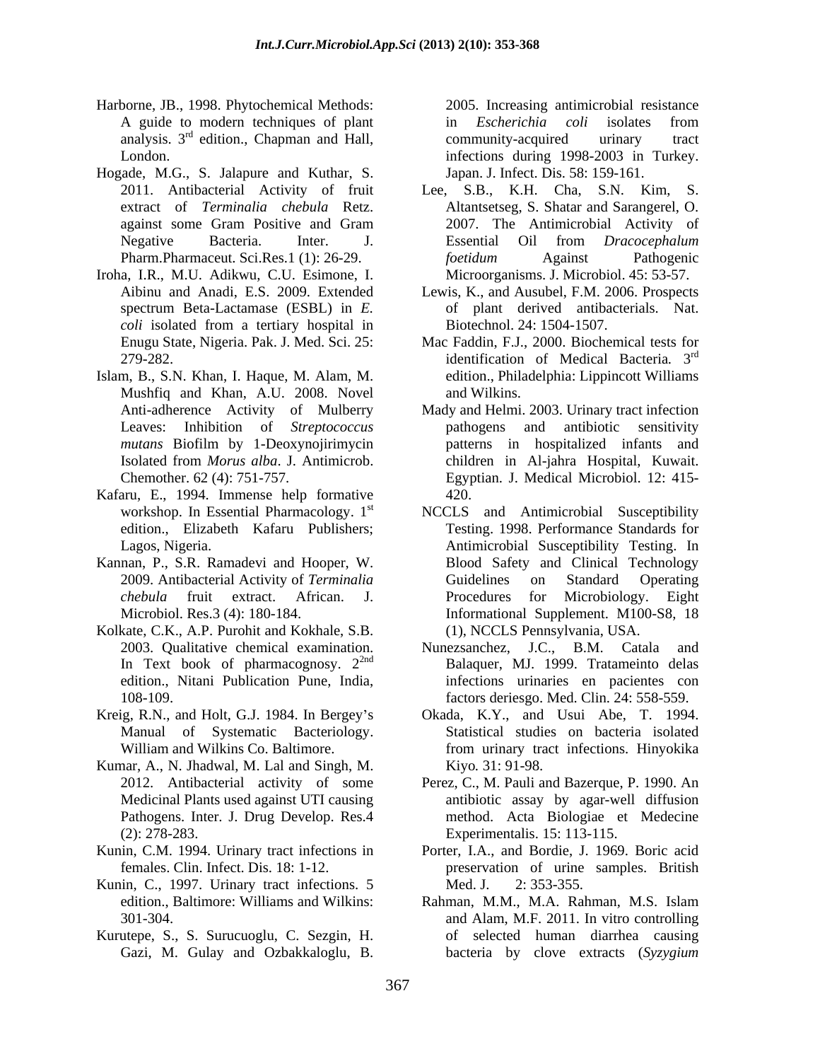Harborne, JB., 1998. Phytochemical Methods: A guide to modern techniques of plant analysis. 3rd edition., Chapman and Hall, London.

Hogade, M.G., S. Jalapure and Kuthar, S. 2011. Antibacterial Activity of fruit extract of *Terminalia chebula* Retz. against some Gram Positive and Gram Negative Bacteria. Inter. J. Pharm.Pharmaceut. Sci.Res.1 (1): 26-29.

Iroha, I.R., M.U. Adikwu, C.U. Esimone, I. Aibinu and Anadi, E.S. 2009. Extended spectrum Beta-Lactamase (ESBL) in *E. coli* isolated from a tertiary hospital in Enugu State, Nigeria. Pak. J. Med. Sci. 25: 279-282.

Islam, B., S.N. Khan, I. Haque, M. Alam, M. Mushfiq and Khan, A.U. 2008. Novel Anti-adherence Activity of Mulberry Leaves: Inhibition of *Streptococcus mutans* Biofilm by 1-Deoxynojirimycin Isolated from *Morus alba*. J. Antimicrob. Chemother. 62 (4): 751-757.

Kafaru, E., 1994. Immense help formative workshop. In Essential Pharmacology. 1st edition., Elizabeth Kafaru Publishers; Lagos, Nigeria.

Kannan, P., S.R. Ramadevi and Hooper, W. 2009. Antibacterial Activity of *Terminalia chebula* fruit extract. African. J. Microbiol. Res.3 (4): 180-184.

Kolkate, C.K., A.P. Purohit and Kokhale, S.B. 2003. Qualitative chemical examination. In Text book of pharmacognosy. 2nd edition., Nitani Publication Pune, India, 108-109.

Kreig, R.N., and Holt, G.J. 1984. In Bergey's Manual of Systematic Bacteriology. William and Wilkins Co. Baltimore.

Kumar, A., N. Jhadwal, M. Lal and Singh, M. 2012. Antibacterial activity of some Medicinal Plants used against UTI causing Pathogens. Inter. J. Drug Develop. Res.4 (2): 278-283.

Kunin, C.M. 1994. Urinary tract infections in females. Clin. Infect. Dis. 18: 1-12.

Kunin, C., 1997. Urinary tract infections. 5 edition., Baltimore: Williams and Wilkins: 301-304.

Kurutepe, S., S. Surucuoglu, C. Sezgin, H. Gazi, M. Gulay and Ozbakkaloglu, B. 2005. Increasing antimicrobial resistance in *Escherichia coli* isolates from community-acquired urinary tract infections during 1998-2003 in Turkey. Japan. J. Infect. Dis. 58: 159-161.

Lee, S.B., K.H. Cha, S.N. Kim, S. Altantsetseg, S. Shatar and Sarangerel, O. 2007. The Antimicrobial Activity of Essential Oil from *Dracocephalum foetidum* Against Pathogenic Microorganisms. J. Microbiol. 45: 53-57.

Lewis, K., and Ausubel, F.M. 2006. Prospects of plant derived antibacterials. Nat. Biotechnol. 24: 1504-1507.

Mac Faddin, F.J., 2000. Biochemical tests for identification of Medical Bacteria. 3rd edition., Philadelphia: Lippincott Williams and Wilkins.

Mady and Helmi. 2003. Urinary tract infection pathogens and antibiotic sensitivity patterns in hospitalized infants and children in Al-jahra Hospital, Kuwait. Egyptian. J. Medical Microbiol. 12: 415-420.

NCCLS and Antimicrobial Susceptibility Testing. 1998. Performance Standards for Antimicrobial Susceptibility Testing. In Blood Safety and Clinical Technology Guidelines on Standard Operating Procedures for Microbiology. Eight Informational Supplement. M100-S8, 18 (1), NCCLS Pennsylvania, USA.

Nunezsanchez, J.C., B.M. Catala and Balaquer, MJ. 1999. Tratameinto delas infections urinaries en pacientes con factors deriesgo. Med. Clin. 24: 558-559.

Okada, K.Y., and Usui Abe, T. 1994. Statistical studies on bacteria isolated from urinary tract infections. Hinyokika Kiyo. 31: 91-98.

Perez, C., M. Pauli and Bazerque, P. 1990. An antibiotic assay by agar-well diffusion method. Acta Biologiae et Medecine Experimentalis. 15: 113-115.

Porter, I.A., and Bordie, J. 1969. Boric acid preservation of urine samples. British Med. J. 2: 353-355.

Rahman, M.M., M.A. Rahman, M.S. Islam and Alam, M.F. 2011. In vitro controlling of selected human diarrhea causing bacteria by clove extracts (*Syzygium*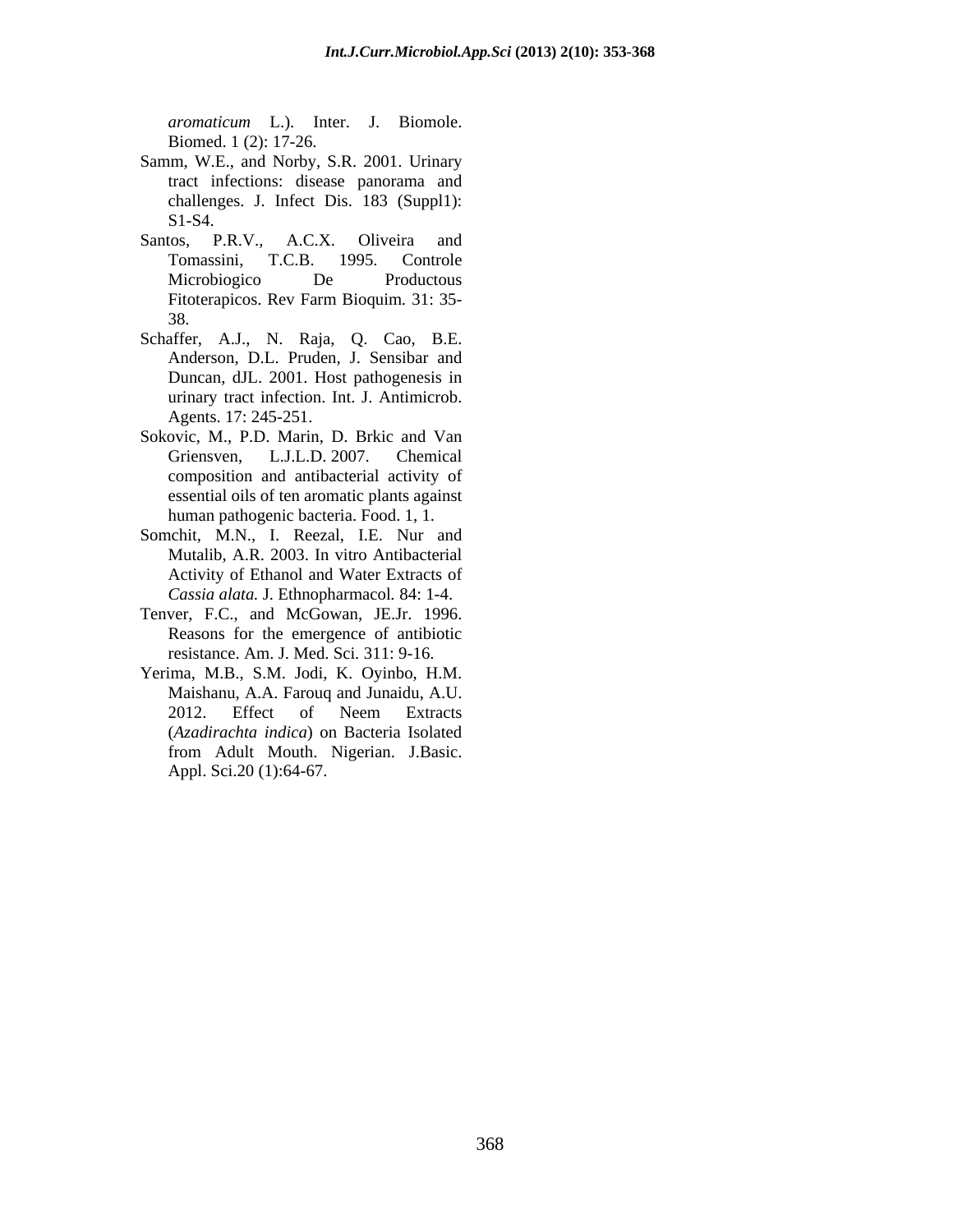*aromaticum* L.). Inter. J. Biomole. Biomed. 1 (2): 17-26.

Samm, W.E., and Norby, S.R. 2001. Urinary tract infections: disease panorama and challenges. J. Infect Dis. 183 (Suppl1): S1-S4.

Santos, P.R.V., A.C.X. Oliveira and Tomassini, T.C.B. 1995. Controle Microbiogico De Productous Fitoterapicos. Rev Farm Bioquim. 31: 35-38.

Schaffer, A.J., N. Raja, Q. Cao, B.E. Anderson, D.L. Pruden, J. Sensibar and Duncan, dJL. 2001. Host pathogenesis in urinary tract infection. Int. J. Antimicrob. Agents. 17: 245-251.

Sokovic, M., P.D. Marin, D. Brkic and Van Griensven, L.J.L.D. 2007. Chemical composition and antibacterial activity of essential oils of ten aromatic plants against human pathogenic bacteria. Food. 1, 1.

Somchit, M.N., I. Reezal, I.E. Nur and Mutalib, A.R. 2003. In vitro Antibacterial Activity of Ethanol and Water Extracts of *Cassia alata.* J. Ethnopharmacol. 84: 1-4.

Tenver, F.C., and McGowan, JE.Jr. 1996. Reasons for the emergence of antibiotic resistance. Am. J. Med. Sci. 311: 9-16.

Yerima, M.B., S.M. Jodi, K. Oyinbo, H.M. Maishanu, A.A. Farouq and Junaidu, A.U. 2012. Effect of Neem Extracts (*Azadirachta indica*) on Bacteria Isolated from Adult Mouth. Nigerian. J.Basic. Appl. Sci.20 (1):64-67.